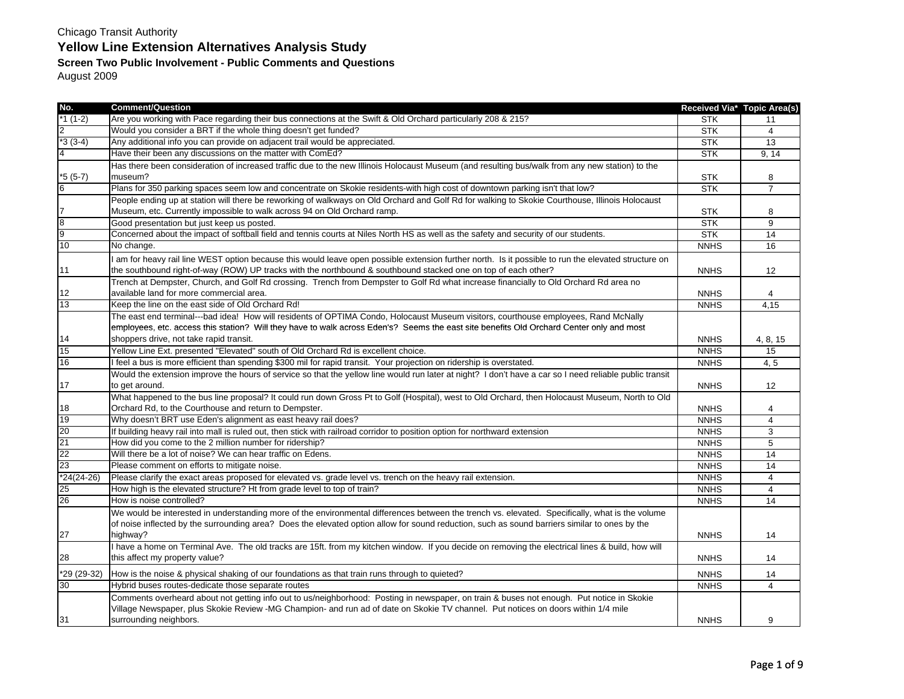Chicago Transit Authority

# Yellow Line Extension Alternatives Analysis Study

### Screen Two Public Involvement - Public Comments and Questions

August 2009

| No. | Comment/Question | Received Via* | Topic Area(s) |
|---|---|---|---|
| *1 (1-2) | Are you working with Pace regarding their bus connections at the Swift & Old Orchard particularly 208 & 215? | STK | 11 |
| 2 | Would you consider a BRT if the whole thing doesn't get funded? | STK | 4 |
| *3 (3-4) | Any additional info you can provide on adjacent trail would be appreciated. | STK | 13 |
| 4 | Have their been any discussions on the matter with ComEd? | STK | 9, 14 |
| *5 (5-7) | Has there been consideration of increased traffic due to the new Illinois Holocaust Museum (and resulting bus/walk from any new station) to the museum? | STK | 8 |
| 6 | Plans for 350 parking spaces seem low and concentrate on Skokie residents-with high cost of downtown parking isn't that low? | STK | 7 |
| 7 | People ending up at station will there be reworking of walkways on Old Orchard and Golf Rd for walking to Skokie Courthouse, Illinois Holocaust Museum, etc. Currently impossible to walk across 94 on Old Orchard ramp. | STK | 8 |
| 8 | Good presentation but just keep us posted. | STK | 9 |
| 9 | Concerned about the impact of softball field and tennis courts at Niles North HS as well as the safety and security of our students. | STK | 14 |
| 10 | No change. | NNHS | 16 |
| 11 | I am for heavy rail line WEST option because this would leave open possible extension further north. Is it possible to run the elevated structure on the southbound right-of-way (ROW) UP tracks with the northbound & southbound stacked one on top of each other? | NNHS | 12 |
| 12 | Trench at Dempster, Church, and Golf Rd crossing. Trench from Dempster to Golf Rd what increase financially to Old Orchard Rd area no available land for more commercial area. | NNHS | 4 |
| 13 | Keep the line on the east side of Old Orchard Rd! | NNHS | 4,15 |
| 14 | The east end terminal---bad idea! How will residents of OPTIMA Condo, Holocaust Museum visitors, courthouse employees, Rand McNally employees, etc. access this station? Will they have to walk across Eden's? Seems the east site benefits Old Orchard Center only and most shoppers drive, not take rapid transit. | NNHS | 4, 8, 15 |
| 15 | Yellow Line Ext. presented "Elevated" south of Old Orchard Rd is excellent choice. | NNHS | 15 |
| 16 | I feel a bus is more efficient than spending $300 mil for rapid transit. Your projection on ridership is overstated. | NNHS | 4, 5 |
| 17 | Would the extension improve the hours of service so that the yellow line would run later at night? I don't have a car so I need reliable public transit to get around. | NNHS | 12 |
| 18 | What happened to the bus line proposal? It could run down Gross Pt to Golf (Hospital), west to Old Orchard, then Holocaust Museum, North to Old Orchard Rd, to the Courthouse and return to Dempster. | NNHS | 4 |
| 19 | Why doesn't BRT use Eden's alignment as east heavy rail does? | NNHS | 4 |
| 20 | If building heavy rail into mall is ruled out, then stick with railroad corridor to position option for northward extension | NNHS | 3 |
| 21 | How did you come to the 2 million number for ridership? | NNHS | 5 |
| 22 | Will there be a lot of noise? We can hear traffic on Edens. | NNHS | 14 |
| 23 | Please comment on efforts to mitigate noise. | NNHS | 14 |
| *24(24-26) | Please clarify the exact areas proposed for elevated vs. grade level vs. trench on the heavy rail extension. | NNHS | 4 |
| 25 | How high is the elevated structure? Ht from grade level to top of train? | NNHS | 4 |
| 26 | How is noise controlled? | NNHS | 14 |
| 27 | We would be interested in understanding more of the environmental differences between the trench vs. elevated. Specifically, what is the volume of noise inflected by the surrounding area? Does the elevated option allow for sound reduction, such as sound barriers similar to ones by the highway? | NNHS | 14 |
| 28 | I have a home on Terminal Ave. The old tracks are 15ft. from my kitchen window. If you decide on removing the electrical lines & build, how will this affect my property value? | NNHS | 14 |
| *29 (29-32) | How is the noise & physical shaking of our foundations as that train runs through to quieted? | NNHS | 14 |
| 30 | Hybrid buses routes-dedicate those separate routes | NNHS | 4 |
| 31 | Comments overheard about not getting info out to us/neighborhood: Posting in newspaper, on train & buses not enough. Put notice in Skokie Village Newspaper, plus Skokie Review -MG Champion- and run ad of date on Skokie TV channel. Put notices on doors within 1/4 mile surrounding neighbors. | NNHS | 9 |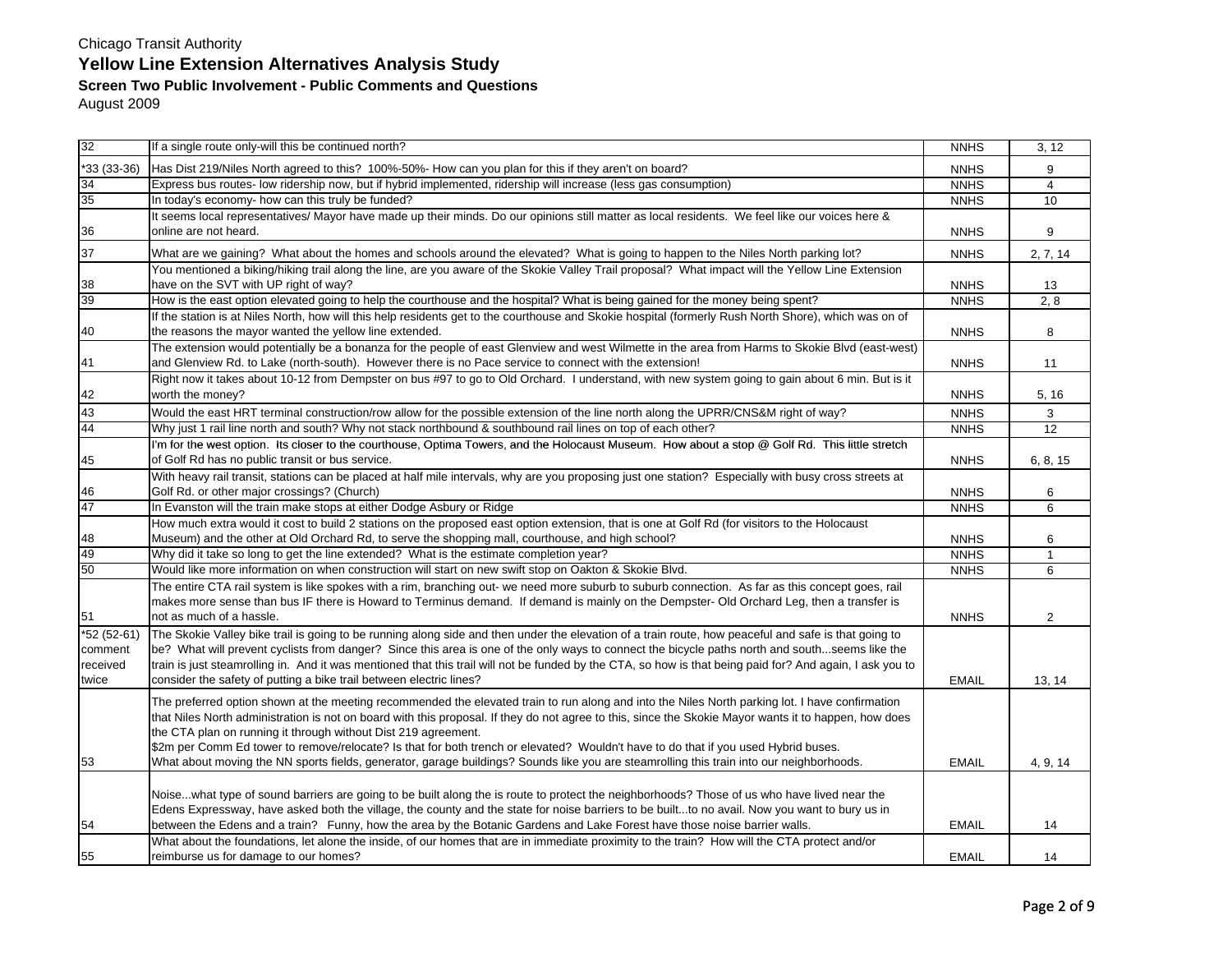Chicago Transit Authority

# Yellow Line Extension Alternatives Analysis Study

## Screen Two Public Involvement - Public Comments and Questions

August 2009

| | | | |
|---|---|---|---|
| 32 | If a single route only-will this be continued north? | NNHS | 3, 12 |
| *33 (33-36) | Has Dist 219/Niles North agreed to this? 100%-50%- How can you plan for this if they aren't on board? | NNHS | 9 |
| 34 | Express bus routes- low ridership now, but if hybrid implemented, ridership will increase (less gas consumption) | NNHS | 4 |
| 35 | In today's economy- how can this truly be funded? | NNHS | 10 |
| 36 | It seems local representatives/ Mayor have made up their minds. Do our opinions still matter as local residents. We feel like our voices here & online are not heard. | NNHS | 9 |
| 37 | What are we gaining? What about the homes and schools around the elevated? What is going to happen to the Niles North parking lot? | NNHS | 2, 7, 14 |
| 38 | You mentioned a biking/hiking trail along the line, are you aware of the Skokie Valley Trail proposal? What impact will the Yellow Line Extension have on the SVT with UP right of way? | NNHS | 13 |
| 39 | How is the east option elevated going to help the courthouse and the hospital? What is being gained for the money being spent? | NNHS | 2, 8 |
| 40 | If the station is at Niles North, how will this help residents get to the courthouse and Skokie hospital (formerly Rush North Shore), which was on of the reasons the mayor wanted the yellow line extended. | NNHS | 8 |
| 41 | The extension would potentially be a bonanza for the people of east Glenview and west Wilmette in the area from Harms to Skokie Blvd (east-west) and Glenview Rd. to Lake (north-south). However there is no Pace service to connect with the extension! | NNHS | 11 |
| 42 | Right now it takes about 10-12 from Dempster on bus #97 to go to Old Orchard. I understand, with new system going to gain about 6 min. But is it worth the money? | NNHS | 5, 16 |
| 43 | Would the east HRT terminal construction/row allow for the possible extension of the line north along the UPRR/CNS&M right of way? | NNHS | 3 |
| 44 | Why just 1 rail line north and south? Why not stack northbound & southbound rail lines on top of each other? | NNHS | 12 |
| 45 | I'm for the west option. Its closer to the courthouse, Optima Towers, and the Holocaust Museum. How about a stop @ Golf Rd. This little stretch of Golf Rd has no public transit or bus service. | NNHS | 6, 8, 15 |
| 46 | With heavy rail transit, stations can be placed at half mile intervals, why are you proposing just one station? Especially with busy cross streets at Golf Rd. or other major crossings? (Church) | NNHS | 6 |
| 47 | In Evanston will the train make stops at either Dodge Asbury or Ridge | NNHS | 6 |
| 48 | How much extra would it cost to build 2 stations on the proposed east option extension, that is one at Golf Rd (for visitors to the Holocaust Museum) and the other at Old Orchard Rd, to serve the shopping mall, courthouse, and high school? | NNHS | 6 |
| 49 | Why did it take so long to get the line extended? What is the estimate completion year? | NNHS | 1 |
| 50 | Would like more information on when construction will start on new swift stop on Oakton & Skokie Blvd. | NNHS | 6 |
| 51 | The entire CTA rail system is like spokes with a rim, branching out- we need more suburb to suburb connection. As far as this concept goes, rail makes more sense than bus IF there is Howard to Terminus demand. If demand is mainly on the Dempster- Old Orchard Leg, then a transfer is not as much of a hassle. | NNHS | 2 |
| *52 (52-61) comment received twice | The Skokie Valley bike trail is going to be running along side and then under the elevation of a train route, how peaceful and safe is that going to be? What will prevent cyclists from danger? Since this area is one of the only ways to connect the bicycle paths north and south...seems like the train is just steamrolling in. And it was mentioned that this trail will not be funded by the CTA, so how is that being paid for? And again, I ask you to consider the safety of putting a bike trail between electric lines? | EMAIL | 13, 14 |
| 53 | The preferred option shown at the meeting recommended the elevated train to run along and into the Niles North parking lot. I have confirmation that Niles North administration is not on board with this proposal. If they do not agree to this, since the Skokie Mayor wants it to happen, how does the CTA plan on running it through without Dist 219 agreement.<br>$2m per Comm Ed tower to remove/relocate? Is that for both trench or elevated? Wouldn't have to do that if you used Hybrid buses.<br>What about moving the NN sports fields, generator, garage buildings? Sounds like you are steamrolling this train into our neighborhoods. | EMAIL | 4, 9, 14 |
| 54 | Noise...what type of sound barriers are going to be built along the is route to protect the neighborhoods? Those of us who have lived near the Edens Expressway, have asked both the village, the county and the state for noise barriers to be built...to no avail. Now you want to bury us in between the Edens and a train? Funny, how the area by the Botanic Gardens and Lake Forest have those noise barrier walls. | EMAIL | 14 |
| 55 | What about the foundations, let alone the inside, of our homes that are in immediate proximity to the train? How will the CTA protect and/or reimburse us for damage to our homes? | EMAIL | 14 |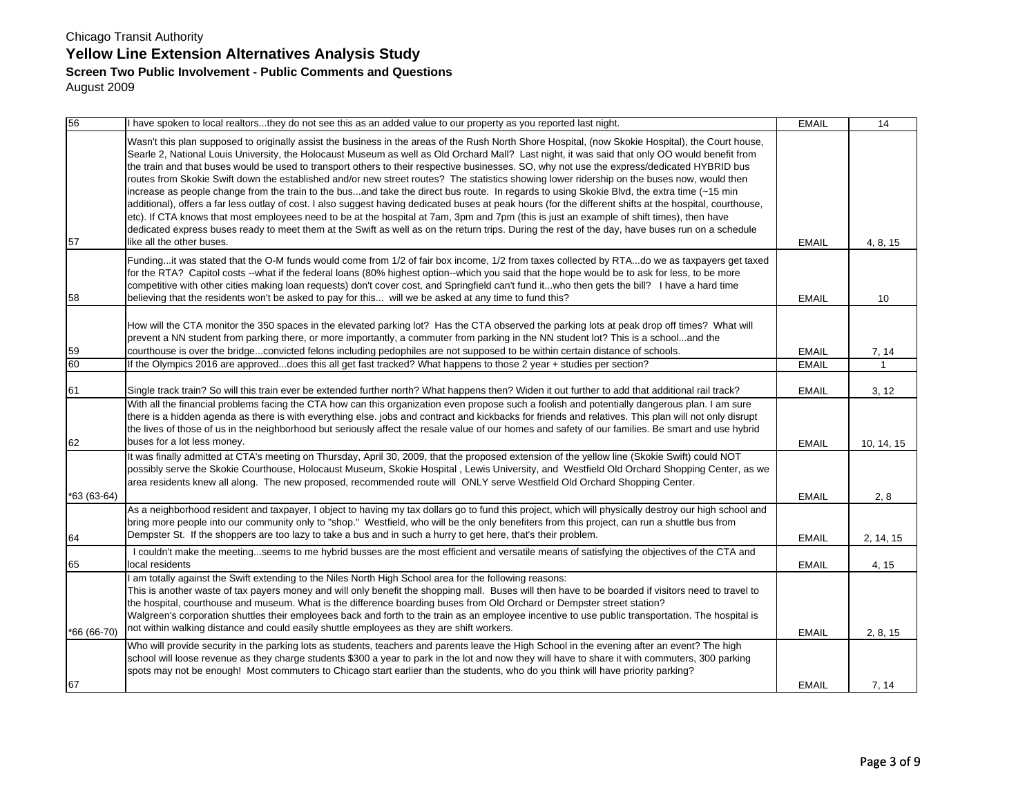Chicago Transit Authority

# Yellow Line Extension Alternatives Analysis Study

### Screen Two Public Involvement - Public Comments and Questions

August 2009

| | | | |
|---|---|---|---|
| 56 | I have spoken to local realtors...they do not see this as an added value to our property as you reported last night. | EMAIL | 14 |
| 57 | Wasn't this plan supposed to originally assist the business in the areas of the Rush North Shore Hospital, (now Skokie Hospital), the Court house, Searle 2, National Louis University, the Holocaust Museum as well as Old Orchard Mall? Last night, it was said that only OO would benefit from the train and that buses would be used to transport others to their respective businesses. SO, why not use the express/dedicated HYBRID bus routes from Skokie Swift down the established and/or new street routes? The statistics showing lower ridership on the buses now, would then increase as people change from the train to the bus...and take the direct bus route. In regards to using Skokie Blvd, the extra time (~15 min additional), offers a far less outlay of cost. I also suggest having dedicated buses at peak hours (for the different shifts at the hospital, courthouse, etc). If CTA knows that most employees need to be at the hospital at 7am, 3pm and 7pm (this is just an example of shift times), then have dedicated express buses ready to meet them at the Swift as well as on the return trips. During the rest of the day, have buses run on a schedule like all the other buses. | EMAIL | 4, 8, 15 |
| 58 | Funding...it was stated that the O-M funds would come from 1/2 of fair box income, 1/2 from taxes collected by RTA...do we as taxpayers get taxed for the RTA? Capitol costs --what if the federal loans (80% highest option--which you said that the hope would be to ask for less, to be more competitive with other cities making loan requests) don't cover cost, and Springfield can't fund it...who then gets the bill? I have a hard time believing that the residents won't be asked to pay for this... will we be asked at any time to fund this? | EMAIL | 10 |
| 59 | How will the CTA monitor the 350 spaces in the elevated parking lot? Has the CTA observed the parking lots at peak drop off times? What will prevent a NN student from parking there, or more importantly, a commuter from parking in the NN student lot? This is a school...and the courthouse is over the bridge...convicted felons including pedophiles are not supposed to be within certain distance of schools. | EMAIL | 7, 14 |
| 60 | If the Olympics 2016 are approved...does this all get fast tracked? What happens to those 2 year + studies per section? | EMAIL | 1 |
| 61 | Single track train? So will this train ever be extended further north? What happens then? Widen it out further to add that additional rail track? | EMAIL | 3, 12 |
| 62 | With all the financial problems facing the CTA how can this organization even propose such a foolish and potentially dangerous plan. I am sure there is a hidden agenda as there is with everything else. jobs and contract and kickbacks for friends and relatives. This plan will not only disrupt the lives of those of us in the neighborhood but seriously affect the resale value of our homes and safety of our families. Be smart and use hybrid buses for a lot less money. | EMAIL | 10, 14, 15 |
| *63 (63-64) | It was finally admitted at CTA's meeting on Thursday, April 30, 2009, that the proposed extension of the yellow line (Skokie Swift) could NOT possibly serve the Skokie Courthouse, Holocaust Museum, Skokie Hospital , Lewis University, and Westfield Old Orchard Shopping Center, as we area residents knew all along. The new proposed, recommended route will ONLY serve Westfield Old Orchard Shopping Center. | EMAIL | 2, 8 |
| 64 | As a neighborhood resident and taxpayer, I object to having my tax dollars go to fund this project, which will physically destroy our high school and bring more people into our community only to "shop." Westfield, who will be the only benefiters from this project, can run a shuttle bus from Dempster St. If the shoppers are too lazy to take a bus and in such a hurry to get here, that's their problem. | EMAIL | 2, 14, 15 |
| 65 | I couldn't make the meeting...seems to me hybrid busses are the most efficient and versatile means of satisfying the objectives of the CTA and local residents | EMAIL | 4, 15 |
| *66 (66-70) | I am totally against the Swift extending to the Niles North High School area for the following reasons:<br>This is another waste of tax payers money and will only benefit the shopping mall. Buses will then have to be boarded if visitors need to travel to the hospital, courthouse and museum. What is the difference boarding buses from Old Orchard or Dempster street station?<br>Walgreen's corporation shuttles their employees back and forth to the train as an employee incentive to use public transportation. The hospital is not within walking distance and could easily shuttle employees as they are shift workers. | EMAIL | 2, 8, 15 |
| 67 | Who will provide security in the parking lots as students, teachers and parents leave the High School in the evening after an event? The high school will loose revenue as they charge students $300 a year to park in the lot and now they will have to share it with commuters, 300 parking spots may not be enough! Most commuters to Chicago start earlier than the students, who do you think will have priority parking? | EMAIL | 7, 14 |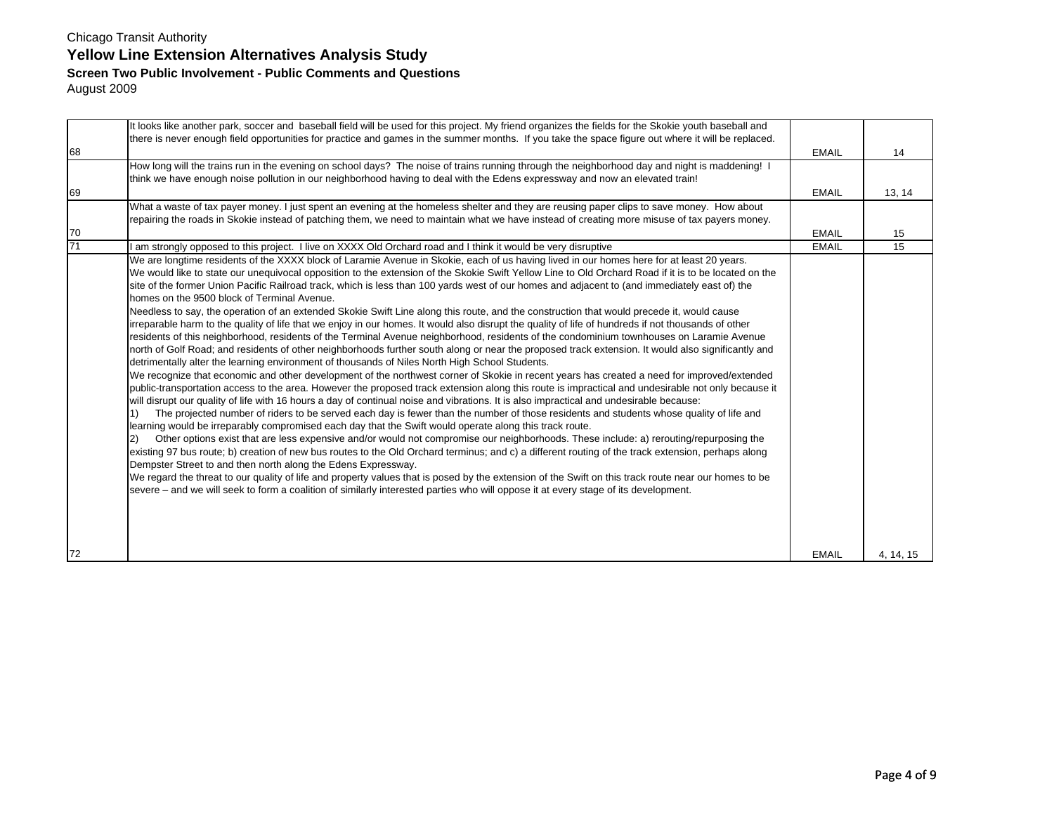Chicago Transit Authority

## Yellow Line Extension Alternatives Analysis Study

### Screen Two Public Involvement - Public Comments and Questions

August 2009

| | | | |
|---|---|---|---|
| 68 | It looks like another park, soccer and baseball field will be used for this project. My friend organizes the fields for the Skokie youth baseball and there is never enough field opportunities for practice and games in the summer months. If you take the space figure out where it will be replaced. | EMAIL | 14 |
| 69 | How long will the trains run in the evening on school days? The noise of trains running through the neighborhood day and night is maddening! I think we have enough noise pollution in our neighborhood having to deal with the Edens expressway and now an elevated train! | EMAIL | 13, 14 |
| 70 | What a waste of tax payer money. I just spent an evening at the homeless shelter and they are reusing paper clips to save money. How about repairing the roads in Skokie instead of patching them, we need to maintain what we have instead of creating more misuse of tax payers money. | EMAIL | 15 |
| 71 | I am strongly opposed to this project. I live on XXXX Old Orchard road and I think it would be very disruptive | EMAIL | 15 |
| 72 | We are longtime residents of the XXXX block of Laramie Avenue in Skokie, each of us having lived in our homes here for at least 20 years.<br>We would like to state our unequivocal opposition to the extension of the Skokie Swift Yellow Line to Old Orchard Road if it is to be located on the site of the former Union Pacific Railroad track, which is less than 100 yards west of our homes and adjacent to (and immediately east of) the homes on the 9500 block of Terminal Avenue.<br>Needless to say, the operation of an extended Skokie Swift Line along this route, and the construction that would precede it, would cause irreparable harm to the quality of life that we enjoy in our homes. It would also disrupt the quality of life of hundreds if not thousands of other residents of this neighborhood, residents of the Terminal Avenue neighborhood, residents of the condominium townhouses on Laramie Avenue north of Golf Road; and residents of other neighborhoods further south along or near the proposed track extension. It would also significantly and detrimentally alter the learning environment of thousands of Niles North High School Students.<br>We recognize that economic and other development of the northwest corner of Skokie in recent years has created a need for improved/extended public-transportation access to the area. However the proposed track extension along this route is impractical and undesirable not only because it will disrupt our quality of life with 16 hours a day of continual noise and vibrations. It is also impractical and undesirable because:<br>1) The projected number of riders to be served each day is fewer than the number of those residents and students whose quality of life and learning would be irreparably compromised each day that the Swift would operate along this track route.<br>2) Other options exist that are less expensive and/or would not compromise our neighborhoods. These include: a) rerouting/repurposing the existing 97 bus route; b) creation of new bus routes to the Old Orchard terminus; and c) a different routing of the track extension, perhaps along Dempster Street to and then north along the Edens Expressway.<br>We regard the threat to our quality of life and property values that is posed by the extension of the Swift on this track route near our homes to be severe – and we will seek to form a coalition of similarly interested parties who will oppose it at every stage of its development. | EMAIL | 4, 14, 15 |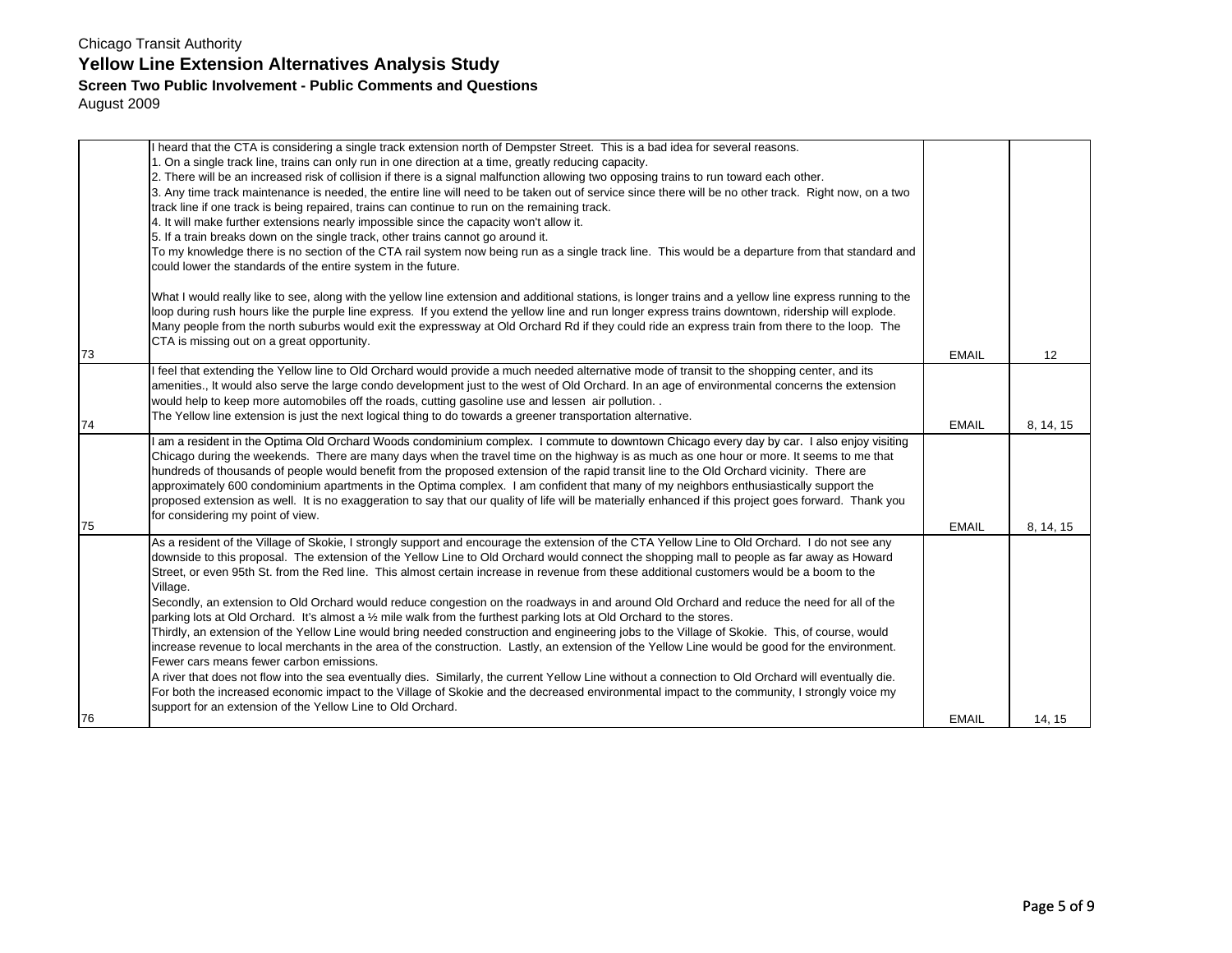Chicago Transit Authority

# Yellow Line Extension Alternatives Analysis Study

## Screen Two Public Involvement - Public Comments and Questions

August 2009

| | | | |
|---|---|---|---|
| 73 | I heard that the CTA is considering a single track extension north of Dempster Street. This is a bad idea for several reasons.<br>1. On a single track line, trains can only run in one direction at a time, greatly reducing capacity.<br>2. There will be an increased risk of collision if there is a signal malfunction allowing two opposing trains to run toward each other.<br>3. Any time track maintenance is needed, the entire line will need to be taken out of service since there will be no other track. Right now, on a two track line if one track is being repaired, trains can continue to run on the remaining track.<br>4. It will make further extensions nearly impossible since the capacity won't allow it.<br>5. If a train breaks down on the single track, other trains cannot go around it.<br>To my knowledge there is no section of the CTA rail system now being run as a single track line. This would be a departure from that standard and could lower the standards of the entire system in the future.<br><br>What I would really like to see, along with the yellow line extension and additional stations, is longer trains and a yellow line express running to the loop during rush hours like the purple line express. If you extend the yellow line and run longer express trains downtown, ridership will explode. Many people from the north suburbs would exit the expressway at Old Orchard Rd if they could ride an express train from there to the loop. The CTA is missing out on a great opportunity. | EMAIL | 12 |
| 74 | I feel that extending the Yellow line to Old Orchard would provide a much needed alternative mode of transit to the shopping center, and its amenities., It would also serve the large condo development just to the west of Old Orchard. In an age of environmental concerns the extension would help to keep more automobiles off the roads, cutting gasoline use and lessen air pollution. .<br>The Yellow line extension is just the next logical thing to do towards a greener transportation alternative. | EMAIL | 8, 14, 15 |
| 75 | I am a resident in the Optima Old Orchard Woods condominium complex. I commute to downtown Chicago every day by car. I also enjoy visiting Chicago during the weekends. There are many days when the travel time on the highway is as much as one hour or more. It seems to me that hundreds of thousands of people would benefit from the proposed extension of the rapid transit line to the Old Orchard vicinity. There are approximately 600 condominium apartments in the Optima complex. I am confident that many of my neighbors enthusiastically support the proposed extension as well. It is no exaggeration to say that our quality of life will be materially enhanced if this project goes forward. Thank you for considering my point of view. | EMAIL | 8, 14, 15 |
| 76 | As a resident of the Village of Skokie, I strongly support and encourage the extension of the CTA Yellow Line to Old Orchard. I do not see any downside to this proposal. The extension of the Yellow Line to Old Orchard would connect the shopping mall to people as far away as Howard Street, or even 95th St. from the Red line. This almost certain increase in revenue from these additional customers would be a boom to the Village.<br>Secondly, an extension to Old Orchard would reduce congestion on the roadways in and around Old Orchard and reduce the need for all of the parking lots at Old Orchard. It's almost a ½ mile walk from the furthest parking lots at Old Orchard to the stores.<br>Thirdly, an extension of the Yellow Line would bring needed construction and engineering jobs to the Village of Skokie. This, of course, would increase revenue to local merchants in the area of the construction. Lastly, an extension of the Yellow Line would be good for the environment. Fewer cars means fewer carbon emissions.<br>A river that does not flow into the sea eventually dies. Similarly, the current Yellow Line without a connection to Old Orchard will eventually die. For both the increased economic impact to the Village of Skokie and the decreased environmental impact to the community, I strongly voice my support for an extension of the Yellow Line to Old Orchard. | EMAIL | 14, 15 |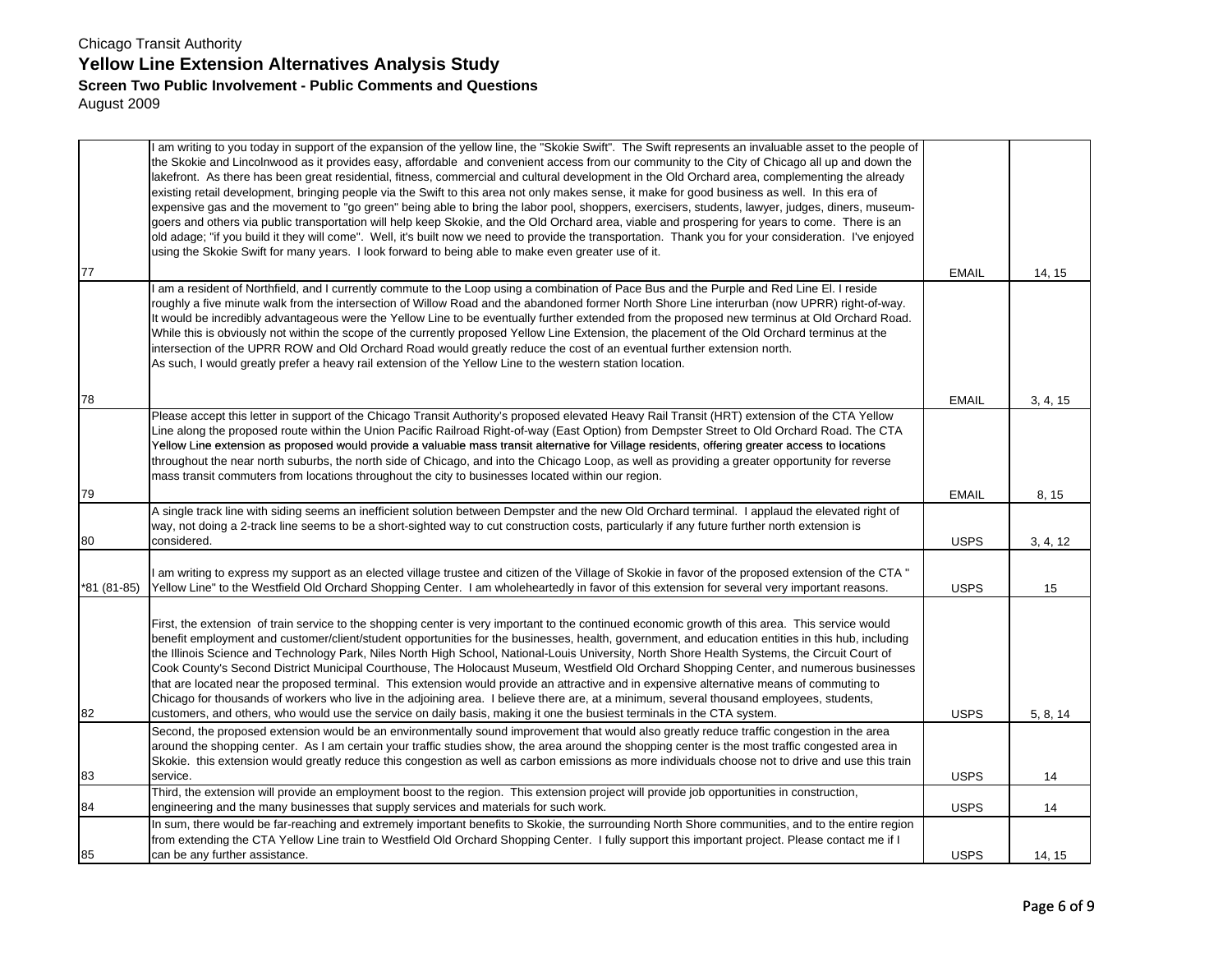Chicago Transit Authority

# Yellow Line Extension Alternatives Analysis Study

## Screen Two Public Involvement - Public Comments and Questions

August 2009

| | | | |
|---|---|---|---|
| 77 | I am writing to you today in support of the expansion of the yellow line, the "Skokie Swift". The Swift represents an invaluable asset to the people of the Skokie and Lincolnwood as it provides easy, affordable and convenient access from our community to the City of Chicago all up and down the lakefront. As there has been great residential, fitness, commercial and cultural development in the Old Orchard area, complementing the already existing retail development, bringing people via the Swift to this area not only makes sense, it make for good business as well. In this era of expensive gas and the movement to "go green" being able to bring the labor pool, shoppers, exercisers, students, lawyer, judges, diners, museum-goers and others via public transportation will help keep Skokie, and the Old Orchard area, viable and prospering for years to come. There is an old adage; "if you build it they will come". Well, it's built now we need to provide the transportation. Thank you for your consideration. I've enjoyed using the Skokie Swift for many years. I look forward to being able to make even greater use of it. | EMAIL | 14, 15 |
| 78 | I am a resident of Northfield, and I currently commute to the Loop using a combination of Pace Bus and the Purple and Red Line El. I reside roughly a five minute walk from the intersection of Willow Road and the abandoned former North Shore Line interurban (now UPRR) right-of-way. It would be incredibly advantageous were the Yellow Line to be eventually further extended from the proposed new terminus at Old Orchard Road. While this is obviously not within the scope of the currently proposed Yellow Line Extension, the placement of the Old Orchard terminus at the intersection of the UPRR ROW and Old Orchard Road would greatly reduce the cost of an eventual further extension north. As such, I would greatly prefer a heavy rail extension of the Yellow Line to the western station location. | EMAIL | 3, 4, 15 |
| 79 | Please accept this letter in support of the Chicago Transit Authority's proposed elevated Heavy Rail Transit (HRT) extension of the CTA Yellow Line along the proposed route within the Union Pacific Railroad Right-of-way (East Option) from Dempster Street to Old Orchard Road. The CTA Yellow Line extension as proposed would provide a valuable mass transit alternative for Village residents, offering greater access to locations throughout the near north suburbs, the north side of Chicago, and into the Chicago Loop, as well as providing a greater opportunity for reverse mass transit commuters from locations throughout the city to businesses located within our region. | EMAIL | 8, 15 |
| 80 | A single track line with siding seems an inefficient solution between Dempster and the new Old Orchard terminal. I applaud the elevated right of way, not doing a 2-track line seems to be a short-sighted way to cut construction costs, particularly if any future further north extension is considered. | USPS | 3, 4, 12 |
| *81 (81-85) | I am writing to express my support as an elected village trustee and citizen of the Village of Skokie in favor of the proposed extension of the CTA " Yellow Line" to the Westfield Old Orchard Shopping Center. I am wholeheartedly in favor of this extension for several very important reasons. | USPS | 15 |
| 82 | First, the extension of train service to the shopping center is very important to the continued economic growth of this area. This service would benefit employment and customer/client/student opportunities for the businesses, health, government, and education entities in this hub, including the Illinois Science and Technology Park, Niles North High School, National-Louis University, North Shore Health Systems, the Circuit Court of Cook County's Second District Municipal Courthouse, The Holocaust Museum, Westfield Old Orchard Shopping Center, and numerous businesses that are located near the proposed terminal. This extension would provide an attractive and in expensive alternative means of commuting to Chicago for thousands of workers who live in the adjoining area. I believe there are, at a minimum, several thousand employees, students, customers, and others, who would use the service on daily basis, making it one the busiest terminals in the CTA system. | USPS | 5, 8, 14 |
| 83 | Second, the proposed extension would be an environmentally sound improvement that would also greatly reduce traffic congestion in the area around the shopping center. As I am certain your traffic studies show, the area around the shopping center is the most traffic congested area in Skokie. this extension would greatly reduce this congestion as well as carbon emissions as more individuals choose not to drive and use this train service. | USPS | 14 |
| 84 | Third, the extension will provide an employment boost to the region. This extension project will provide job opportunities in construction, engineering and the many businesses that supply services and materials for such work. | USPS | 14 |
| 85 | In sum, there would be far-reaching and extremely important benefits to Skokie, the surrounding North Shore communities, and to the entire region from extending the CTA Yellow Line train to Westfield Old Orchard Shopping Center. I fully support this important project. Please contact me if I can be any further assistance. | USPS | 14, 15 |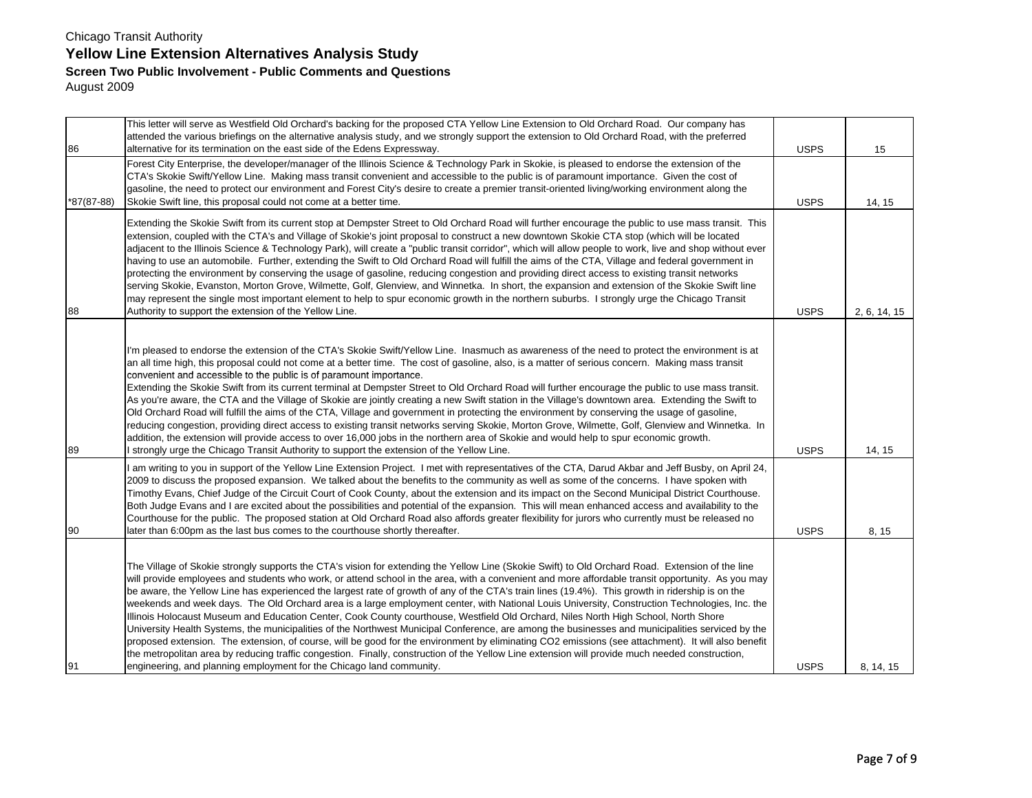Chicago Transit Authority

# Yellow Line Extension Alternatives Analysis Study

## Screen Two Public Involvement - Public Comments and Questions

August 2009

| | | | |
|---|---|---|---|
| 86 | This letter will serve as Westfield Old Orchard's backing for the proposed CTA Yellow Line Extension to Old Orchard Road. Our company has attended the various briefings on the alternative analysis study, and we strongly support the extension to Old Orchard Road, with the preferred alternative for its termination on the east side of the Edens Expressway. | USPS | 15 |
| *87(87-88) | Forest City Enterprise, the developer/manager of the Illinois Science & Technology Park in Skokie, is pleased to endorse the extension of the CTA's Skokie Swift/Yellow Line. Making mass transit convenient and accessible to the public is of paramount importance. Given the cost of gasoline, the need to protect our environment and Forest City's desire to create a premier transit-oriented living/working environment along the Skokie Swift line, this proposal could not come at a better time. | USPS | 14, 15 |
| 88 | Extending the Skokie Swift from its current stop at Dempster Street to Old Orchard Road will further encourage the public to use mass transit. This extension, coupled with the CTA's and Village of Skokie's joint proposal to construct a new downtown Skokie CTA stop (which will be located adjacent to the Illinois Science & Technology Park), will create a "public transit corridor", which will allow people to work, live and shop without ever having to use an automobile. Further, extending the Swift to Old Orchard Road will fulfill the aims of the CTA, Village and federal government in protecting the environment by conserving the usage of gasoline, reducing congestion and providing direct access to existing transit networks serving Skokie, Evanston, Morton Grove, Wilmette, Golf, Glenview, and Winnetka. In short, the expansion and extension of the Skokie Swift line may represent the single most important element to help to spur economic growth in the northern suburbs. I strongly urge the Chicago Transit Authority to support the extension of the Yellow Line. | USPS | 2, 6, 14, 15 |
| 89 | I'm pleased to endorse the extension of the CTA's Skokie Swift/Yellow Line. Inasmuch as awareness of the need to protect the environment is at an all time high, this proposal could not come at a better time. The cost of gasoline, also, is a matter of serious concern. Making mass transit convenient and accessible to the public is of paramount importance.<br>Extending the Skokie Swift from its current terminal at Dempster Street to Old Orchard Road will further encourage the public to use mass transit. As you're aware, the CTA and the Village of Skokie are jointly creating a new Swift station in the Village's downtown area. Extending the Swift to Old Orchard Road will fulfill the aims of the CTA, Village and government in protecting the environment by conserving the usage of gasoline, reducing congestion, providing direct access to existing transit networks serving Skokie, Morton Grove, Wilmette, Golf, Glenview and Winnetka. In addition, the extension will provide access to over 16,000 jobs in the northern area of Skokie and would help to spur economic growth.<br>I strongly urge the Chicago Transit Authority to support the extension of the Yellow Line. | USPS | 14, 15 |
| 90 | I am writing to you in support of the Yellow Line Extension Project. I met with representatives of the CTA, Darud Akbar and Jeff Busby, on April 24, 2009 to discuss the proposed expansion. We talked about the benefits to the community as well as some of the concerns. I have spoken with Timothy Evans, Chief Judge of the Circuit Court of Cook County, about the extension and its impact on the Second Municipal District Courthouse. Both Judge Evans and I are excited about the possibilities and potential of the expansion. This will mean enhanced access and availability to the Courthouse for the public. The proposed station at Old Orchard Road also affords greater flexibility for jurors who currently must be released no later than 6:00pm as the last bus comes to the courthouse shortly thereafter. | USPS | 8, 15 |
| 91 | The Village of Skokie strongly supports the CTA's vision for extending the Yellow Line (Skokie Swift) to Old Orchard Road. Extension of the line will provide employees and students who work, or attend school in the area, with a convenient and more affordable transit opportunity. As you may be aware, the Yellow Line has experienced the largest rate of growth of any of the CTA's train lines (19.4%). This growth in ridership is on the weekends and week days. The Old Orchard area is a large employment center, with National Louis University, Construction Technologies, Inc. the Illinois Holocaust Museum and Education Center, Cook County courthouse, Westfield Old Orchard, Niles North High School, North Shore University Health Systems, the municipalities of the Northwest Municipal Conference, are among the businesses and municipalities serviced by the proposed extension. The extension, of course, will be good for the environment by eliminating $CO_2$ emissions (see attachment). It will also benefit the metropolitan area by reducing traffic congestion. Finally, construction of the Yellow Line extension will provide much needed construction, engineering, and planning employment for the Chicago land community. | USPS | 8, 14, 15 |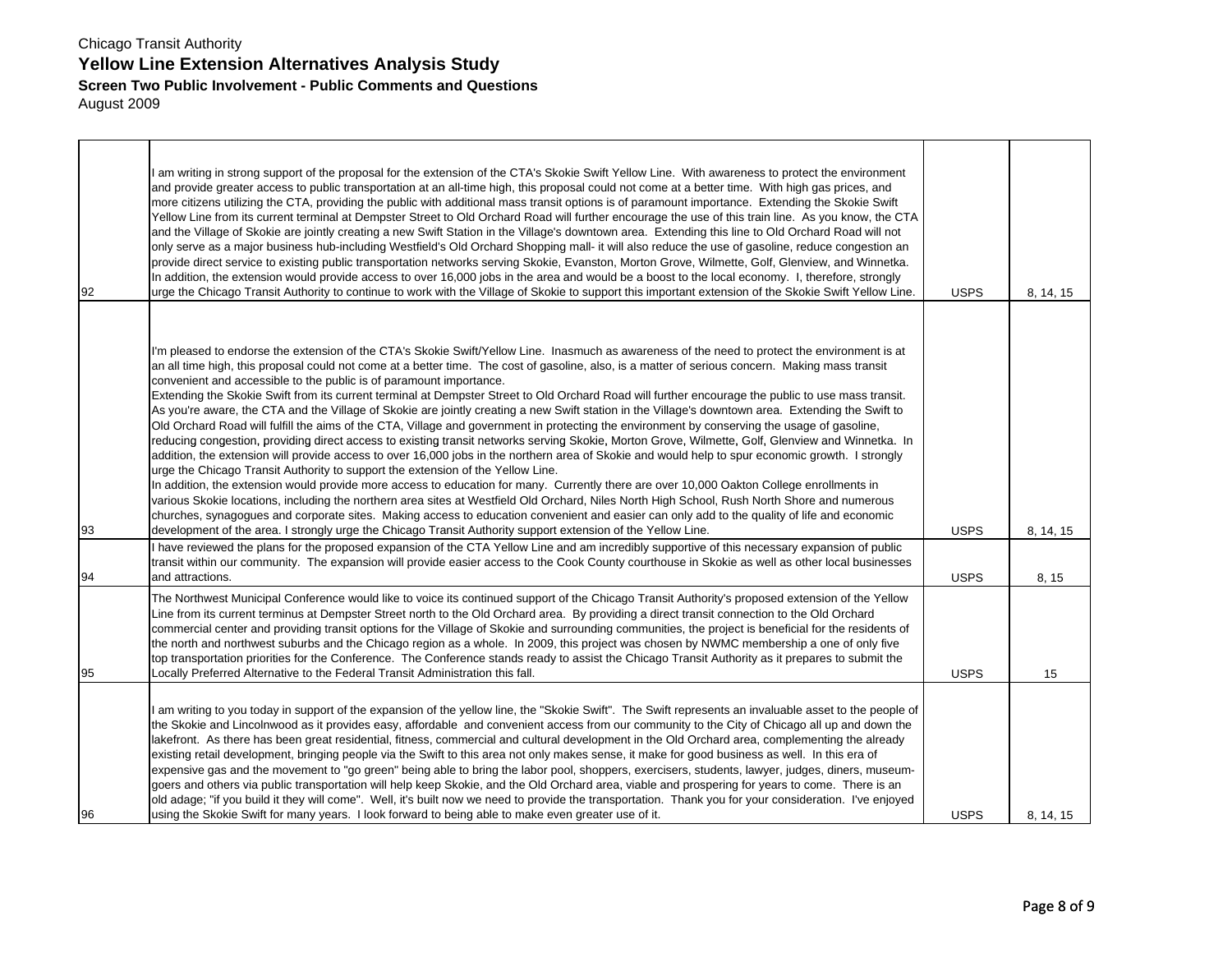Chicago Transit Authority

# Yellow Line Extension Alternatives Analysis Study

### Screen Two Public Involvement - Public Comments and Questions

August 2009

| | | | |
|---|---|---|---|
| 92 | I am writing in strong support of the proposal for the extension of the CTA's Skokie Swift Yellow Line. With awareness to protect the environment and provide greater access to public transportation at an all-time high, this proposal could not come at a better time. With high gas prices, and more citizens utilizing the CTA, providing the public with additional mass transit options is of paramount importance. Extending the Skokie Swift Yellow Line from its current terminal at Dempster Street to Old Orchard Road will further encourage the use of this train line. As you know, the CTA and the Village of Skokie are jointly creating a new Swift Station in the Village's downtown area. Extending this line to Old Orchard Road will not only serve as a major business hub-including Westfield's Old Orchard Shopping mall- it will also reduce the use of gasoline, reduce congestion an provide direct service to existing public transportation networks serving Skokie, Evanston, Morton Grove, Wilmette, Golf, Glenview, and Winnetka. In addition, the extension would provide access to over 16,000 jobs in the area and would be a boost to the local economy. I, therefore, strongly urge the Chicago Transit Authority to continue to work with the Village of Skokie to support this important extension of the Skokie Swift Yellow Line. | USPS | 8, 14, 15 |
| 93 | I'm pleased to endorse the extension of the CTA's Skokie Swift/Yellow Line. Inasmuch as awareness of the need to protect the environment is at an all time high, this proposal could not come at a better time. The cost of gasoline, also, is a matter of serious concern. Making mass transit convenient and accessible to the public is of paramount importance.<br>Extending the Skokie Swift from its current terminal at Dempster Street to Old Orchard Road will further encourage the public to use mass transit. As you're aware, the CTA and the Village of Skokie are jointly creating a new Swift station in the Village's downtown area. Extending the Swift to Old Orchard Road will fulfill the aims of the CTA, Village and government in protecting the environment by conserving the usage of gasoline, reducing congestion, providing direct access to existing transit networks serving Skokie, Morton Grove, Wilmette, Golf, Glenview and Winnetka. In addition, the extension will provide access to over 16,000 jobs in the northern area of Skokie and would help to spur economic growth. I strongly urge the Chicago Transit Authority to support the extension of the Yellow Line.<br>In addition, the extension would provide more access to education for many. Currently there are over 10,000 Oakton College enrollments in various Skokie locations, including the northern area sites at Westfield Old Orchard, Niles North High School, Rush North Shore and numerous churches, synagogues and corporate sites. Making access to education convenient and easier can only add to the quality of life and economic development of the area. I strongly urge the Chicago Transit Authority support extension of the Yellow Line. | USPS | 8, 14, 15 |
| 94 | I have reviewed the plans for the proposed expansion of the CTA Yellow Line and am incredibly supportive of this necessary expansion of public transit within our community. The expansion will provide easier access to the Cook County courthouse in Skokie as well as other local businesses and attractions. | USPS | 8, 15 |
| 95 | The Northwest Municipal Conference would like to voice its continued support of the Chicago Transit Authority's proposed extension of the Yellow Line from its current terminus at Dempster Street north to the Old Orchard area. By providing a direct transit connection to the Old Orchard commercial center and providing transit options for the Village of Skokie and surrounding communities, the project is beneficial for the residents of the north and northwest suburbs and the Chicago region as a whole. In 2009, this project was chosen by NWMC membership a one of only five top transportation priorities for the Conference. The Conference stands ready to assist the Chicago Transit Authority as it prepares to submit the Locally Preferred Alternative to the Federal Transit Administration this fall. | USPS | 15 |
| 96 | I am writing to you today in support of the expansion of the yellow line, the "Skokie Swift". The Swift represents an invaluable asset to the people of the Skokie and Lincolnwood as it provides easy, affordable and convenient access from our community to the City of Chicago all up and down the lakefront. As there has been great residential, fitness, commercial and cultural development in the Old Orchard area, complementing the already existing retail development, bringing people via the Swift to this area not only makes sense, it make for good business as well. In this era of expensive gas and the movement to "go green" being able to bring the labor pool, shoppers, exercisers, students, lawyer, judges, diners, museum-goers and others via public transportation will help keep Skokie, and the Old Orchard area, viable and prospering for years to come. There is an old adage; "if you build it they will come". Well, it's built now we need to provide the transportation. Thank you for your consideration. I've enjoyed using the Skokie Swift for many years. I look forward to being able to make even greater use of it. | USPS | 8, 14, 15 |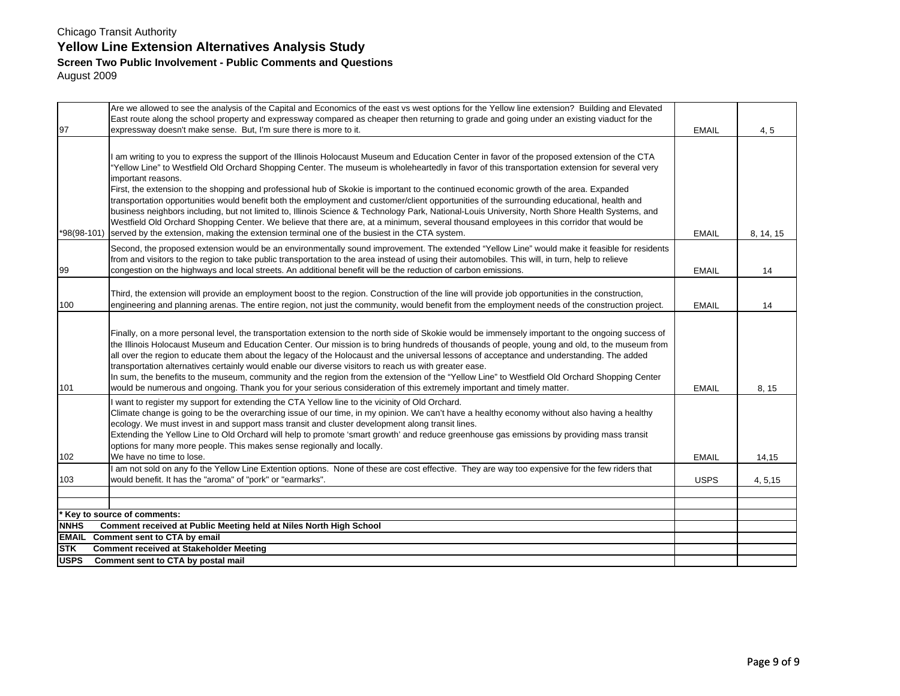Chicago Transit Authority

# Yellow Line Extension Alternatives Analysis Study

### Screen Two Public Involvement - Public Comments and Questions

August 2009

| | | | |
|---|---|---|---|
| 97 | Are we allowed to see the analysis of the Capital and Economics of the east vs west options for the Yellow line extension? Building and Elevated East route along the school property and expressway compared as cheaper then returning to grade and going under an existing viaduct for the expressway doesn't make sense. But, I'm sure there is more to it. | EMAIL | 4, 5 |
| *98(98-101) | I am writing to you to express the support of the Illinois Holocaust Museum and Education Center in favor of the proposed extension of the CTA "Yellow Line" to Westfield Old Orchard Shopping Center. The museum is wholeheartedly in favor of this transportation extension for several very important reasons.<br>First, the extension to the shopping and professional hub of Skokie is important to the continued economic growth of the area. Expanded transportation opportunities would benefit both the employment and customer/client opportunities of the surrounding educational, health and business neighbors including, but not limited to, Illinois Science & Technology Park, National-Louis University, North Shore Health Systems, and Westfield Old Orchard Shopping Center. We believe that there are, at a minimum, several thousand employees in this corridor that would be served by the extension, making the extension terminal one of the busiest in the CTA system. | EMAIL | 8, 14, 15 |
| 99 | Second, the proposed extension would be an environmentally sound improvement. The extended "Yellow Line" would make it feasible for residents from and visitors to the region to take public transportation to the area instead of using their automobiles. This will, in turn, help to relieve congestion on the highways and local streets. An additional benefit will be the reduction of carbon emissions. | EMAIL | 14 |
| 100 | Third, the extension will provide an employment boost to the region. Construction of the line will provide job opportunities in the construction, engineering and planning arenas. The entire region, not just the community, would benefit from the employment needs of the construction project. | EMAIL | 14 |
| 101 | Finally, on a more personal level, the transportation extension to the north side of Skokie would be immensely important to the ongoing success of the Illinois Holocaust Museum and Education Center. Our mission is to bring hundreds of thousands of people, young and old, to the museum from all over the region to educate them about the legacy of the Holocaust and the universal lessons of acceptance and understanding. The added transportation alternatives certainly would enable our diverse visitors to reach us with greater ease.<br>In sum, the benefits to the museum, community and the region from the extension of the "Yellow Line" to Westfield Old Orchard Shopping Center would be numerous and ongoing. Thank you for your serious consideration of this extremely important and timely matter. | EMAIL | 8, 15 |
| 102 | I want to register my support for extending the CTA Yellow line to the vicinity of Old Orchard.<br>Climate change is going to be the overarching issue of our time, in my opinion. We can't have a healthy economy without also having a healthy ecology. We must invest in and support mass transit and cluster development along transit lines.<br>Extending the Yellow Line to Old Orchard will help to promote 'smart growth' and reduce greenhouse gas emissions by providing mass transit options for many more people. This makes sense regionally and locally.<br>We have no time to lose. | EMAIL | 14,15 |
| 103 | I am not sold on any fo the Yellow Line Extention options. None of these are cost effective. They are way too expensive for the few riders that would benefit. It has the "aroma" of "pork" or "earmarks". | USPS | 4, 5,15 |
| | | | |
| | | | |

**\* Key to source of comments:**

**NNHS** Comment received at Public Meeting held at Niles North High School

**EMAIL** Comment sent to CTA by email

**STK** Comment received at Stakeholder Meeting

**USPS** Comment sent to CTA by postal mail